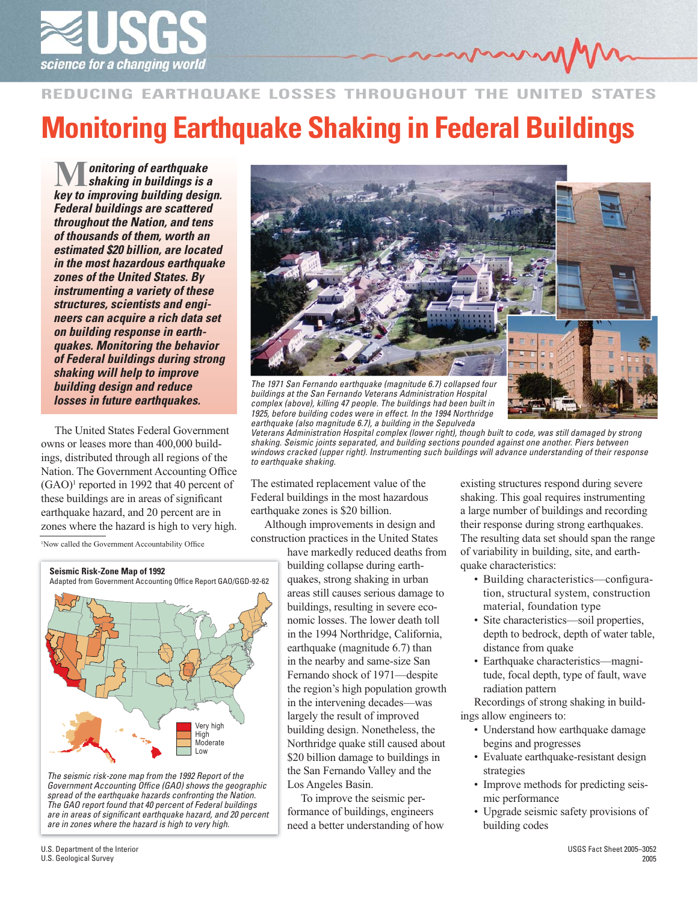REDUCING EARTHQUAKE LOSSES THROUGHOUT THE UNITED STATES

# Monitoring Earthquake Shaking in Federal Buildings

***Monitoring of earthquake shaking in buildings is a key to improving building design. Federal buildings are scattered throughout the Nation, and tens of thousands of them, worth an estimated $20 billion, are located in the most hazardous earthquake zones of the United States. By instrumenting a variety of these structures, scientists and engineers can acquire a rich data set on building response in earthquakes. Monitoring the behavior of Federal buildings during strong shaking will help to improve building design and reduce losses in future earthquakes.***

*The 1971 San Fernando earthquake (magnitude 6.7) collapsed four buildings at the San Fernando Veterans Administration Hospital complex (above), killing 47 people. The buildings had been built in 1925, before building codes were in effect. In the 1994 Northridge earthquake (also magnitude 6.7), a building in the Sepulveda Veterans Administration Hospital complex (lower right), though built to code, was still damaged by strong shaking. Seismic joints separated, and building sections pounded against one another. Piers between windows cracked (upper right). Instrumenting such buildings will advance understanding of their response to earthquake shaking.*

The United States Federal Government owns or leases more than 400,000 buildings, distributed through all regions of the Nation. The Government Accounting Office (GAO)[1] reported in 1992 that 40 percent of these buildings are in areas of significant earthquake hazard, and 20 percent are in zones where the hazard is high to very high.

[1]Now called the Government Accountability Office

**Seismic Risk-Zone Map of 1992**
Adapted from Government Accounting Office Report GAO/GGD-92-62

Very high
High
Moderate
Low

*The seismic risk-zone map from the 1992 Report of the Government Accounting Office (GAO) shows the geographic spread of the earthquake hazards confronting the Nation. The GAO report found that 40 percent of Federal buildings are in areas of significant earthquake hazard, and 20 percent are in zones where the hazard is high to very high.*

The estimated replacement value of the Federal buildings in the most hazardous earthquake zones is $20 billion.

Although improvements in design and construction practices in the United States have markedly reduced deaths from building collapse during earthquakes, strong shaking in urban areas still causes serious damage to buildings, resulting in severe economic losses. The lower death toll in the 1994 Northridge, California, earthquake (magnitude 6.7) than in the nearby and same-size San Fernando shock of 1971—despite the region's high population growth in the intervening decades—was largely the result of improved building design. Nonetheless, the Northridge quake still caused about $20 billion damage to buildings in the San Fernando Valley and the Los Angeles Basin.

To improve the seismic performance of buildings, engineers need a better understanding of how existing structures respond during severe shaking. This goal requires instrumenting a large number of buildings and recording their response during strong earthquakes. The resulting data set should span the range of variability in building, site, and earthquake characteristics:

- Building characteristics—configuration, structural system, construction material, foundation type
- Site characteristics—soil properties, depth to bedrock, depth of water table, distance from quake
- Earthquake characteristics—magnitude, focal depth, type of fault, wave radiation pattern

Recordings of strong shaking in buildings allow engineers to:

- Understand how earthquake damage begins and progresses
- Evaluate earthquake-resistant design strategies
- Improve methods for predicting seismic performance
- Upgrade seismic safety provisions of building codes

U.S. Department of the Interior
U.S. Geological Survey

USGS Fact Sheet 2005–3052
2005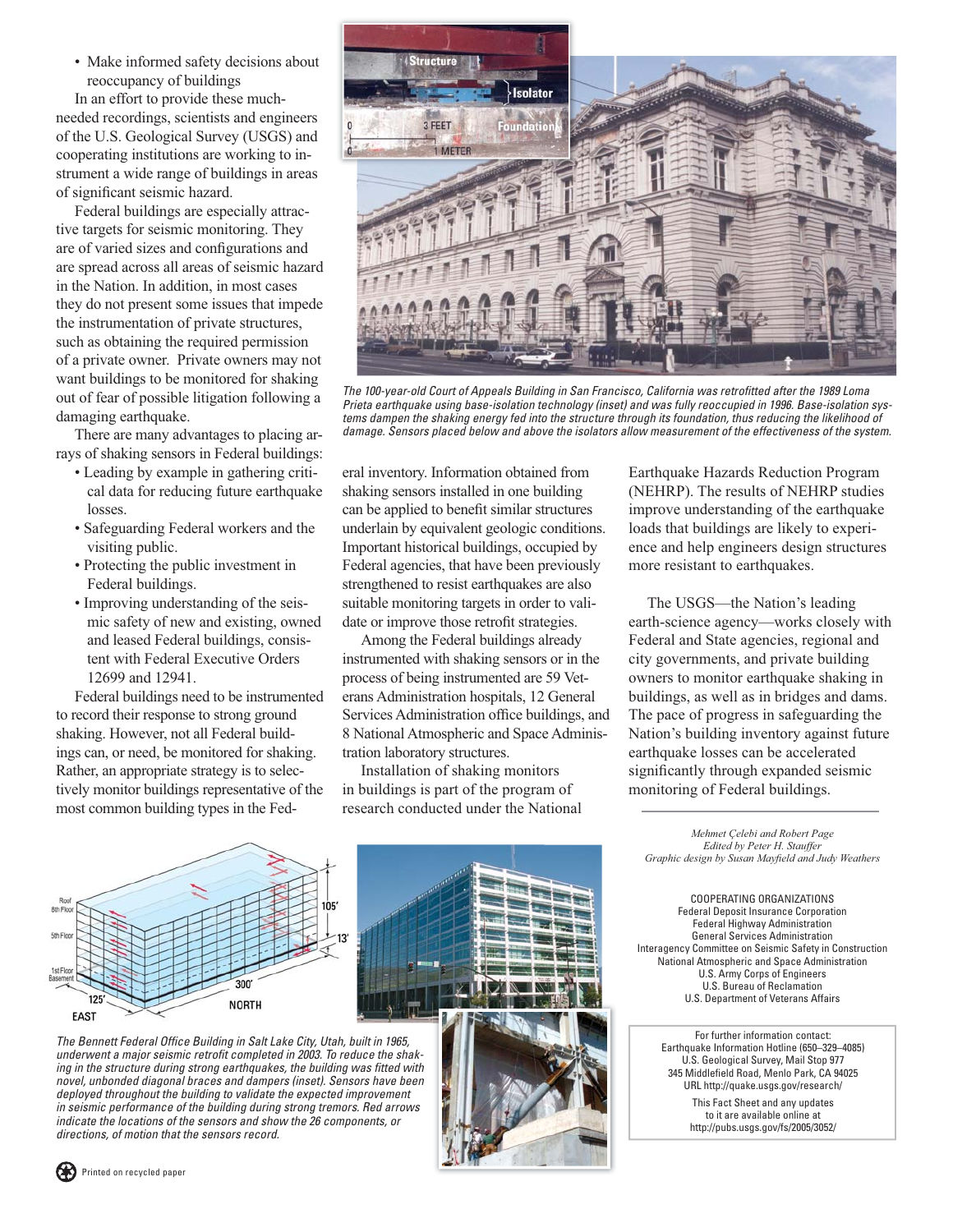- Make informed safety decisions about reoccupancy of buildings

In an effort to provide these much-needed recordings, scientists and engineers of the U.S. Geological Survey (USGS) and cooperating institutions are working to instrument a wide range of buildings in areas of significant seismic hazard.

Federal buildings are especially attractive targets for seismic monitoring. They are of varied sizes and configurations and are spread across all areas of seismic hazard in the Nation. In addition, in most cases they do not present some issues that impede the instrumentation of private structures, such as obtaining the required permission of a private owner. Private owners may not want buildings to be monitored for shaking out of fear of possible litigation following a damaging earthquake.

There are many advantages to placing arrays of shaking sensors in Federal buildings:

- Leading by example in gathering critical data for reducing future earthquake losses.
- Safeguarding Federal workers and the visiting public.
- Protecting the public investment in Federal buildings.
- Improving understanding of the seismic safety of new and existing, owned and leased Federal buildings, consistent with Federal Executive Orders 12699 and 12941.

Federal buildings need to be instrumented to record their response to strong ground shaking. However, not all Federal buildings can, or need, be monitored for shaking. Rather, an appropriate strategy is to selectively monitor buildings representative of the most common building types in the Federal inventory. Information obtained from shaking sensors installed in one building can be applied to benefit similar structures underlain by equivalent geologic conditions. Important historical buildings, occupied by Federal agencies, that have been previously strengthened to resist earthquakes are also suitable monitoring targets in order to validate or improve those retrofit strategies.

Among the Federal buildings already instrumented with shaking sensors or in the process of being instrumented are 59 Veterans Administration hospitals, 12 General Services Administration office buildings, and 8 National Atmospheric and Space Administration laboratory structures.

Installation of shaking monitors in buildings is part of the program of research conducted under the National Earthquake Hazards Reduction Program (NEHRP). The results of NEHRP studies improve understanding of the earthquake loads that buildings are likely to experience and help engineers design structures more resistant to earthquakes.

The USGS—the Nation's leading earth-science agency—works closely with Federal and State agencies, regional and city governments, and private building owners to monitor earthquake shaking in buildings, as well as in bridges and dams. The pace of progress in safeguarding the Nation's building inventory against future earthquake losses can be accelerated significantly through expanded seismic monitoring of Federal buildings.

Structure
Isolator
Foundation
0 3 FEET
0 1 METER

*The 100-year-old Court of Appeals Building in San Francisco, California was retrofitted after the 1989 Loma Prieta earthquake using base-isolation technology (inset) and was fully reoccupied in 1996. Base-isolation systems dampen the shaking energy fed into the structure through its foundation, thus reducing the likelihood of damage. Sensors placed below and above the isolators allow measurement of the effectiveness of the system.*

Roof
8th Floor
5th Floor
1st Floor
Basement
105'
13'
300'
125'
NORTH
EAST

*The Bennett Federal Office Building in Salt Lake City, Utah, built in 1965, underwent a major seismic retrofit completed in 2003. To reduce the shaking in the structure during strong earthquakes, the building was fitted with novel, unbonded diagonal braces and dampers (inset). Sensors have been deployed throughout the building to validate the expected improvement in seismic performance of the building during strong tremors. Red arrows indicate the locations of the sensors and show the 26 components, or directions, of motion that the sensors record.*

*Mehmet Çelebi and Robert Page*
*Edited by Peter H. Stauffer*
*Graphic design by Susan Mayfield and Judy Weathers*

COOPERATING ORGANIZATIONS
Federal Deposit Insurance Corporation
Federal Highway Administration
General Services Administration
Interagency Committee on Seismic Safety in Construction
National Atmospheric and Space Administration
U.S. Army Corps of Engineers
U.S. Bureau of Reclamation
U.S. Department of Veterans Affairs

For further information contact:
Earthquake Information Hotline (650–329–4085)
U.S. Geological Survey, Mail Stop 977
345 Middlefield Road, Menlo Park, CA 94025
URL http://quake.usgs.gov/research/

This Fact Sheet and any updates to it are available online at
http://pubs.usgs.gov/fs/2005/3052/

Printed on recycled paper